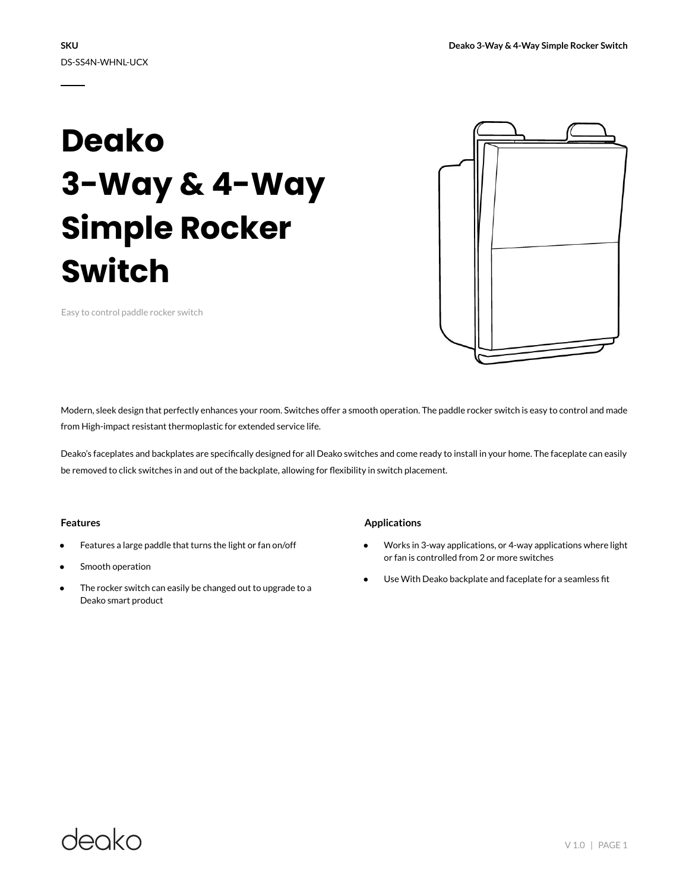**SKU**

DS-SS4N-WHNL-UCX

# Deako 3-Way & 4-Way Simple Rocker Switch

Easy to control paddle rocker switch

Modern, sleek design that perfectly enhances your room. Switches offer a smooth operation. The paddle rocker switch is easy to control and made from High-impact resistant thermoplastic for extended service life.

Deako's faceplates and backplates are specifically designed for all Deako switches and come ready to install in your home. The faceplate can easily be removed to click switches in and out of the backplate, allowing for flexibility in switch placement.

### Features

- Features a large paddle that turns the light or fan on/off
- Smooth operation
- The rocker switch can easily be changed out to upgrade to a Deako smart product

### Applications

- Works in 3-way applications, or 4-way applications where light or fan is controlled from 2 or more switches
- Use With Deako backplate and faceplate for a seamless fit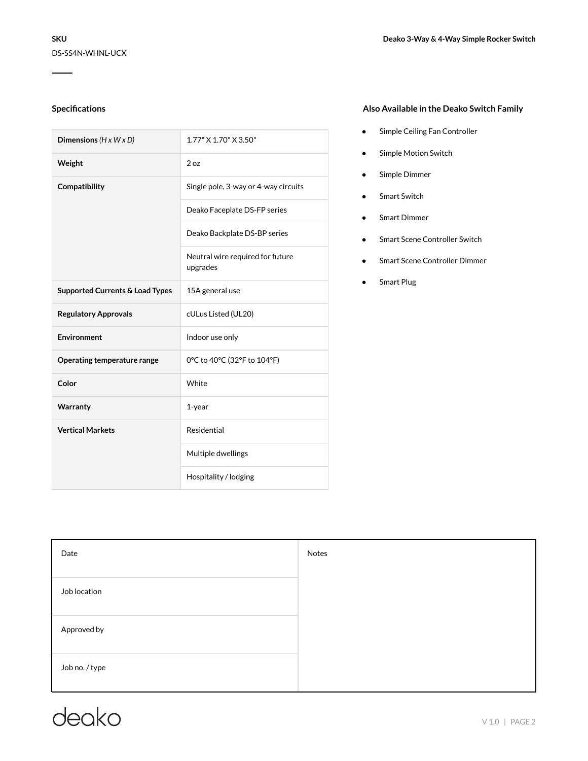**SKU**
DS-SS4N-WHNL-UCX

## Specifications

| | |
|---|---|
| **Dimensions** *(H x W x D)* | 1.77" X 1.70" X 3.50" |
| **Weight** | 2 oz |
| **Compatibility** | Single pole, 3-way or 4-way circuits |
| | Deako Faceplate DS-FP series |
| | Deako Backplate DS-BP series |
| | Neutral wire required for future upgrades |
| **Supported Currents & Load Types** | 15A general use |
| **Regulatory Approvals** | cULus Listed (UL20) |
| **Environment** | Indoor use only |
| **Operating temperature range** | 0°C to 40°C (32°F to 104°F) |
| **Color** | White |
| **Warranty** | 1-year |
| **Vertical Markets** | Residential |
| | Multiple dwellings |
| | Hospitality / lodging |

## Also Available in the Deako Switch Family

- Simple Ceiling Fan Controller
- Simple Motion Switch
- Simple Dimmer
- Smart Switch
- Smart Dimmer
- Smart Scene Controller Switch
- Smart Scene Controller Dimmer
- Smart Plug

| | |
|---|---|
| Date | Notes |
| Job location | |
| Approved by | |
| Job no. / type | |